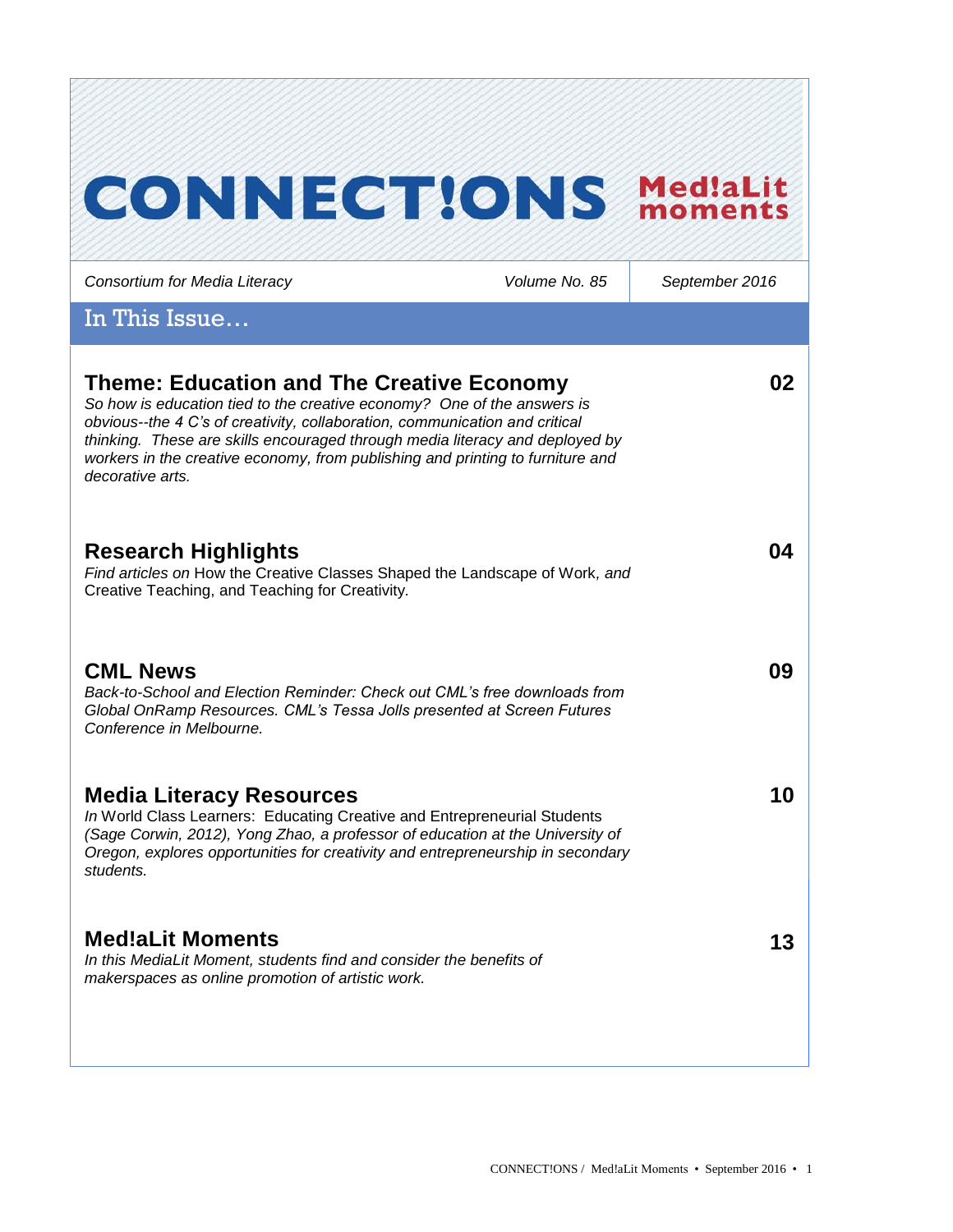# CONNECT!ONS Med!aLit moments

*Consortium for Media Literacy* | *Volume No. 85* | *September 2016*

## In This Issue…

### Theme: Education and The Creative Economy — 02

*So how is education tied to the creative economy? One of the answers is obvious--the 4 C's of creativity, collaboration, communication and critical thinking. These are skills encouraged through media literacy and deployed by workers in the creative economy, from publishing and printing to furniture and decorative arts.*

### Research Highlights — 04

*Find articles on* How the Creative Classes Shaped the Landscape of Work, *and* Creative Teaching, and Teaching for Creativity.

### CML News — 09

*Back-to-School and Election Reminder: Check out CML's free downloads from Global OnRamp Resources. CML's Tessa Jolls presented at Screen Futures Conference in Melbourne.*

### Media Literacy Resources — 10

*In* World Class Learners: Educating Creative and Entrepreneurial Students *(Sage Corwin, 2012), Yong Zhao, a professor of education at the University of Oregon, explores opportunities for creativity and entrepreneurship in secondary students.*

### Med!aLit Moments — 13

*In this MediaLit Moment, students find and consider the benefits of makerspaces as online promotion of artistic work.*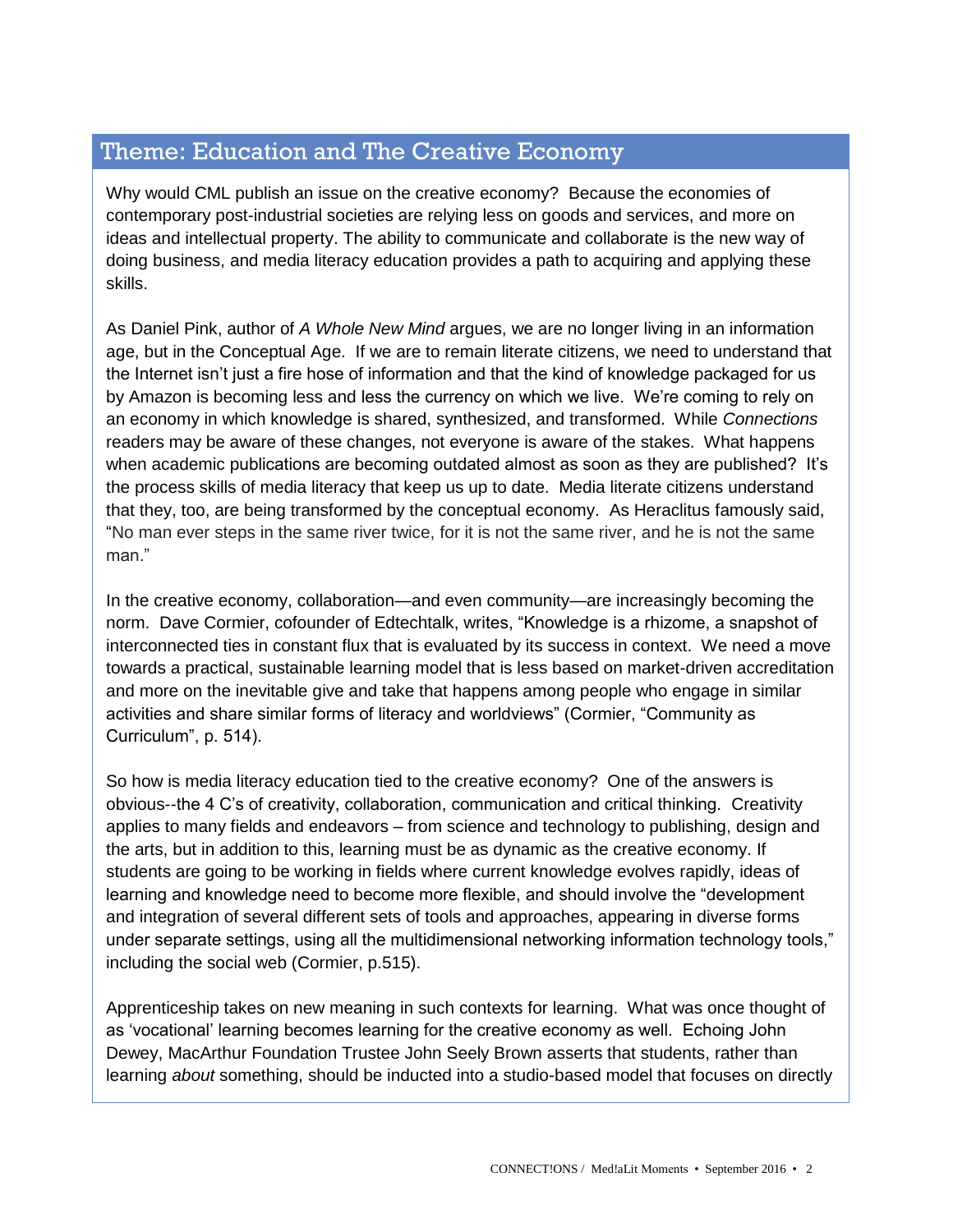## Theme: Education and The Creative Economy

Why would CML publish an issue on the creative economy? Because the economies of contemporary post-industrial societies are relying less on goods and services, and more on ideas and intellectual property. The ability to communicate and collaborate is the new way of doing business, and media literacy education provides a path to acquiring and applying these skills.

As Daniel Pink, author of *A Whole New Mind* argues, we are no longer living in an information age, but in the Conceptual Age. If we are to remain literate citizens, we need to understand that the Internet isn't just a fire hose of information and that the kind of knowledge packaged for us by Amazon is becoming less and less the currency on which we live. We're coming to rely on an economy in which knowledge is shared, synthesized, and transformed. While *Connections* readers may be aware of these changes, not everyone is aware of the stakes. What happens when academic publications are becoming outdated almost as soon as they are published? It's the process skills of media literacy that keep us up to date. Media literate citizens understand that they, too, are being transformed by the conceptual economy. As Heraclitus famously said, "No man ever steps in the same river twice, for it is not the same river, and he is not the same man."

In the creative economy, collaboration—and even community—are increasingly becoming the norm. Dave Cormier, cofounder of Edtechtalk, writes, "Knowledge is a rhizome, a snapshot of interconnected ties in constant flux that is evaluated by its success in context. We need a move towards a practical, sustainable learning model that is less based on market-driven accreditation and more on the inevitable give and take that happens among people who engage in similar activities and share similar forms of literacy and worldviews" (Cormier, "Community as Curriculum", p. 514).

So how is media literacy education tied to the creative economy? One of the answers is obvious--the 4 C's of creativity, collaboration, communication and critical thinking. Creativity applies to many fields and endeavors – from science and technology to publishing, design and the arts, but in addition to this, learning must be as dynamic as the creative economy. If students are going to be working in fields where current knowledge evolves rapidly, ideas of learning and knowledge need to become more flexible, and should involve the "development and integration of several different sets of tools and approaches, appearing in diverse forms under separate settings, using all the multidimensional networking information technology tools," including the social web (Cormier, p.515).

Apprenticeship takes on new meaning in such contexts for learning. What was once thought of as 'vocational' learning becomes learning for the creative economy as well. Echoing John Dewey, MacArthur Foundation Trustee John Seely Brown asserts that students, rather than learning *about* something, should be inducted into a studio-based model that focuses on directly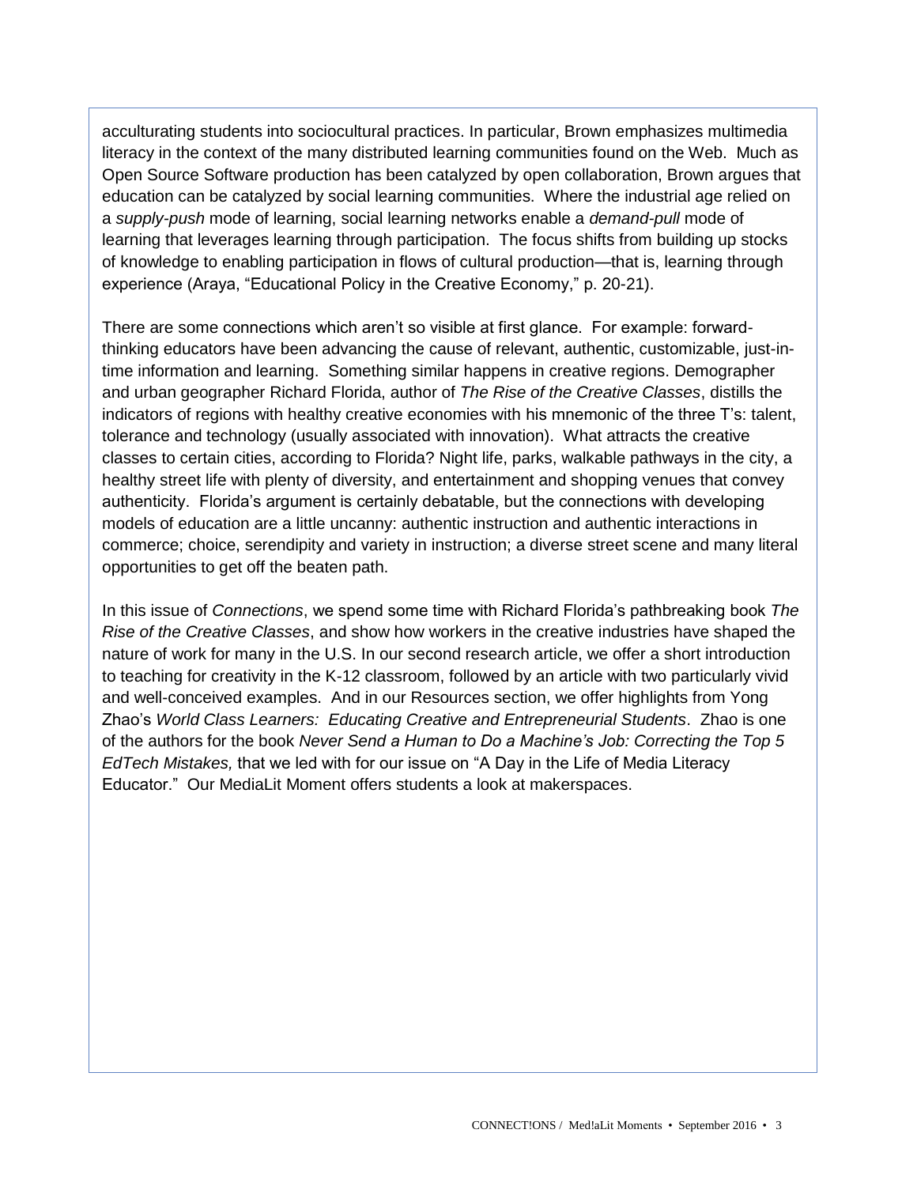acculturating students into sociocultural practices. In particular, Brown emphasizes multimedia literacy in the context of the many distributed learning communities found on the Web. Much as Open Source Software production has been catalyzed by open collaboration, Brown argues that education can be catalyzed by social learning communities. Where the industrial age relied on a *supply-push* mode of learning, social learning networks enable a *demand-pull* mode of learning that leverages learning through participation. The focus shifts from building up stocks of knowledge to enabling participation in flows of cultural production—that is, learning through experience (Araya, "Educational Policy in the Creative Economy," p. 20-21).

There are some connections which aren't so visible at first glance. For example: forward-thinking educators have been advancing the cause of relevant, authentic, customizable, just-in-time information and learning. Something similar happens in creative regions. Demographer and urban geographer Richard Florida, author of *The Rise of the Creative Classes*, distills the indicators of regions with healthy creative economies with his mnemonic of the three T's: talent, tolerance and technology (usually associated with innovation). What attracts the creative classes to certain cities, according to Florida? Night life, parks, walkable pathways in the city, a healthy street life with plenty of diversity, and entertainment and shopping venues that convey authenticity. Florida's argument is certainly debatable, but the connections with developing models of education are a little uncanny: authentic instruction and authentic interactions in commerce; choice, serendipity and variety in instruction; a diverse street scene and many literal opportunities to get off the beaten path.

In this issue of *Connections*, we spend some time with Richard Florida's pathbreaking book *The Rise of the Creative Classes*, and show how workers in the creative industries have shaped the nature of work for many in the U.S. In our second research article, we offer a short introduction to teaching for creativity in the K-12 classroom, followed by an article with two particularly vivid and well-conceived examples. And in our Resources section, we offer highlights from Yong Zhao's *World Class Learners: Educating Creative and Entrepreneurial Students*. Zhao is one of the authors for the book *Never Send a Human to Do a Machine's Job: Correcting the Top 5 EdTech Mistakes,* that we led with for our issue on "A Day in the Life of Media Literacy Educator." Our MediaLit Moment offers students a look at makerspaces.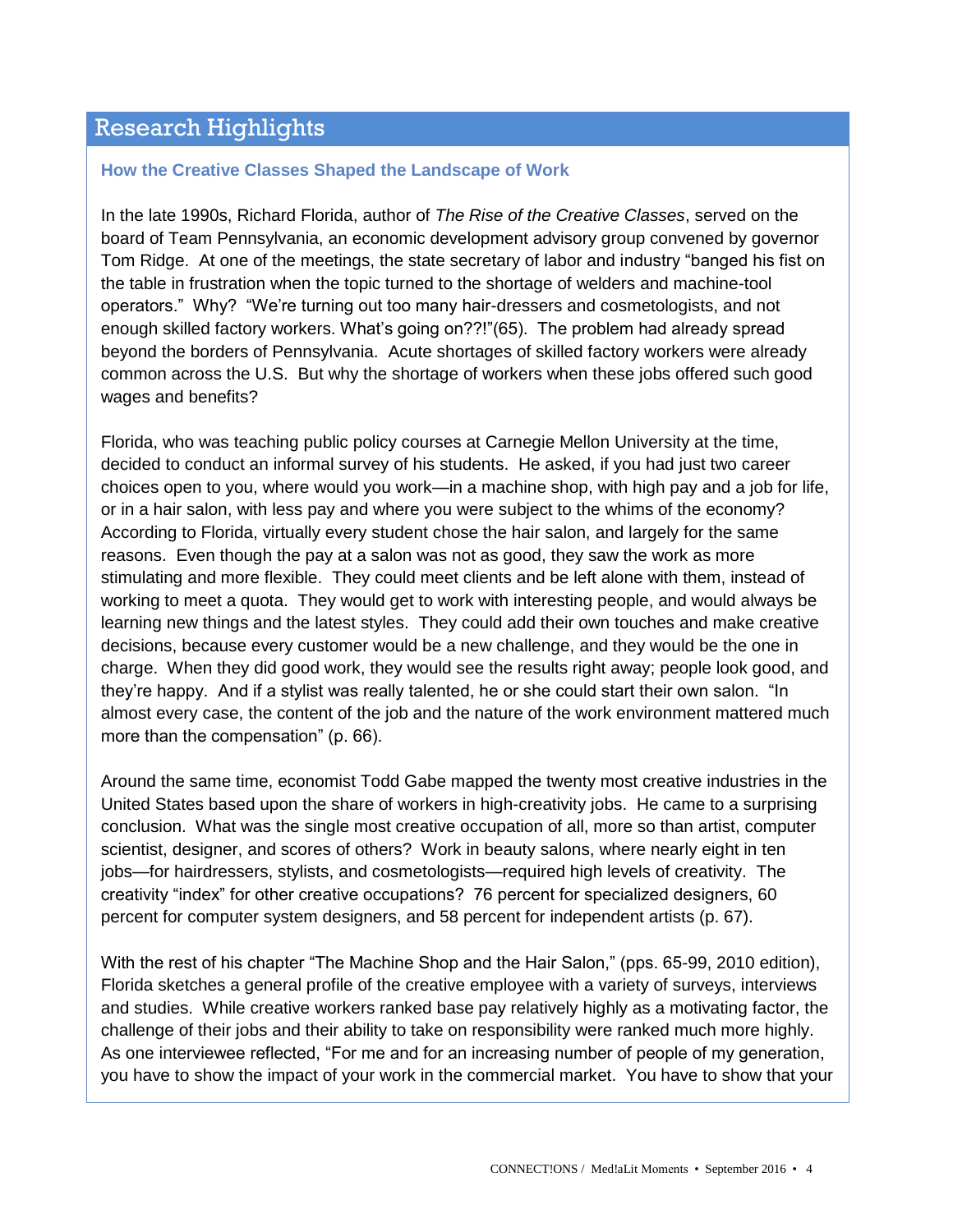## Research Highlights

### How the Creative Classes Shaped the Landscape of Work

In the late 1990s, Richard Florida, author of *The Rise of the Creative Classes*, served on the board of Team Pennsylvania, an economic development advisory group convened by governor Tom Ridge. At one of the meetings, the state secretary of labor and industry "banged his fist on the table in frustration when the topic turned to the shortage of welders and machine-tool operators." Why? "We're turning out too many hair-dressers and cosmetologists, and not enough skilled factory workers. What's going on??!"(65). The problem had already spread beyond the borders of Pennsylvania. Acute shortages of skilled factory workers were already common across the U.S. But why the shortage of workers when these jobs offered such good wages and benefits?

Florida, who was teaching public policy courses at Carnegie Mellon University at the time, decided to conduct an informal survey of his students. He asked, if you had just two career choices open to you, where would you work—in a machine shop, with high pay and a job for life, or in a hair salon, with less pay and where you were subject to the whims of the economy? According to Florida, virtually every student chose the hair salon, and largely for the same reasons. Even though the pay at a salon was not as good, they saw the work as more stimulating and more flexible. They could meet clients and be left alone with them, instead of working to meet a quota. They would get to work with interesting people, and would always be learning new things and the latest styles. They could add their own touches and make creative decisions, because every customer would be a new challenge, and they would be the one in charge. When they did good work, they would see the results right away; people look good, and they're happy. And if a stylist was really talented, he or she could start their own salon. "In almost every case, the content of the job and the nature of the work environment mattered much more than the compensation" (p. 66).

Around the same time, economist Todd Gabe mapped the twenty most creative industries in the United States based upon the share of workers in high-creativity jobs. He came to a surprising conclusion. What was the single most creative occupation of all, more so than artist, computer scientist, designer, and scores of others? Work in beauty salons, where nearly eight in ten jobs—for hairdressers, stylists, and cosmetologists—required high levels of creativity. The creativity "index" for other creative occupations? 76 percent for specialized designers, 60 percent for computer system designers, and 58 percent for independent artists (p. 67).

With the rest of his chapter "The Machine Shop and the Hair Salon," (pps. 65-99, 2010 edition), Florida sketches a general profile of the creative employee with a variety of surveys, interviews and studies. While creative workers ranked base pay relatively highly as a motivating factor, the challenge of their jobs and their ability to take on responsibility were ranked much more highly. As one interviewee reflected, "For me and for an increasing number of people of my generation, you have to show the impact of your work in the commercial market. You have to show that your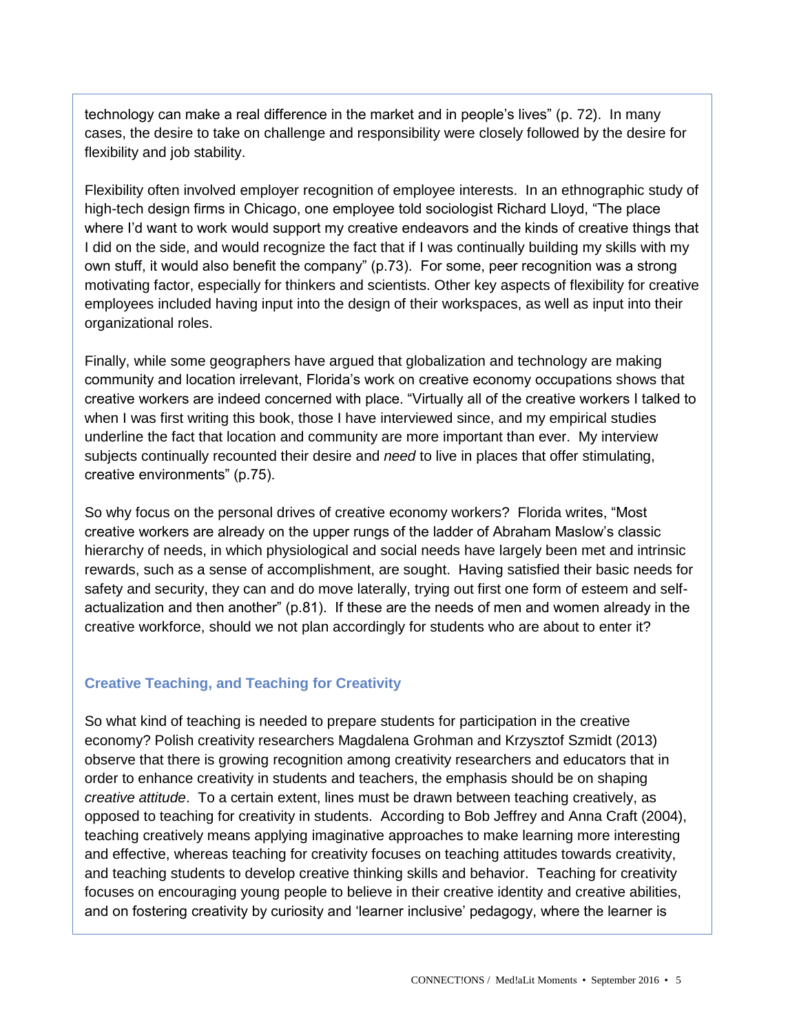technology can make a real difference in the market and in people's lives" (p. 72). In many cases, the desire to take on challenge and responsibility were closely followed by the desire for flexibility and job stability.

Flexibility often involved employer recognition of employee interests. In an ethnographic study of high-tech design firms in Chicago, one employee told sociologist Richard Lloyd, "The place where I'd want to work would support my creative endeavors and the kinds of creative things that I did on the side, and would recognize the fact that if I was continually building my skills with my own stuff, it would also benefit the company" (p.73). For some, peer recognition was a strong motivating factor, especially for thinkers and scientists. Other key aspects of flexibility for creative employees included having input into the design of their workspaces, as well as input into their organizational roles.

Finally, while some geographers have argued that globalization and technology are making community and location irrelevant, Florida's work on creative economy occupations shows that creative workers are indeed concerned with place. "Virtually all of the creative workers I talked to when I was first writing this book, those I have interviewed since, and my empirical studies underline the fact that location and community are more important than ever. My interview subjects continually recounted their desire and *need* to live in places that offer stimulating, creative environments" (p.75).

So why focus on the personal drives of creative economy workers? Florida writes, "Most creative workers are already on the upper rungs of the ladder of Abraham Maslow's classic hierarchy of needs, in which physiological and social needs have largely been met and intrinsic rewards, such as a sense of accomplishment, are sought. Having satisfied their basic needs for safety and security, they can and do move laterally, trying out first one form of esteem and self-actualization and then another" (p.81). If these are the needs of men and women already in the creative workforce, should we not plan accordingly for students who are about to enter it?

### Creative Teaching, and Teaching for Creativity

So what kind of teaching is needed to prepare students for participation in the creative economy? Polish creativity researchers Magdalena Grohman and Krzysztof Szmidt (2013) observe that there is growing recognition among creativity researchers and educators that in order to enhance creativity in students and teachers, the emphasis should be on shaping *creative attitude*. To a certain extent, lines must be drawn between teaching creatively, as opposed to teaching for creativity in students. According to Bob Jeffrey and Anna Craft (2004), teaching creatively means applying imaginative approaches to make learning more interesting and effective, whereas teaching for creativity focuses on teaching attitudes towards creativity, and teaching students to develop creative thinking skills and behavior. Teaching for creativity focuses on encouraging young people to believe in their creative identity and creative abilities, and on fostering creativity by curiosity and 'learner inclusive' pedagogy, where the learner is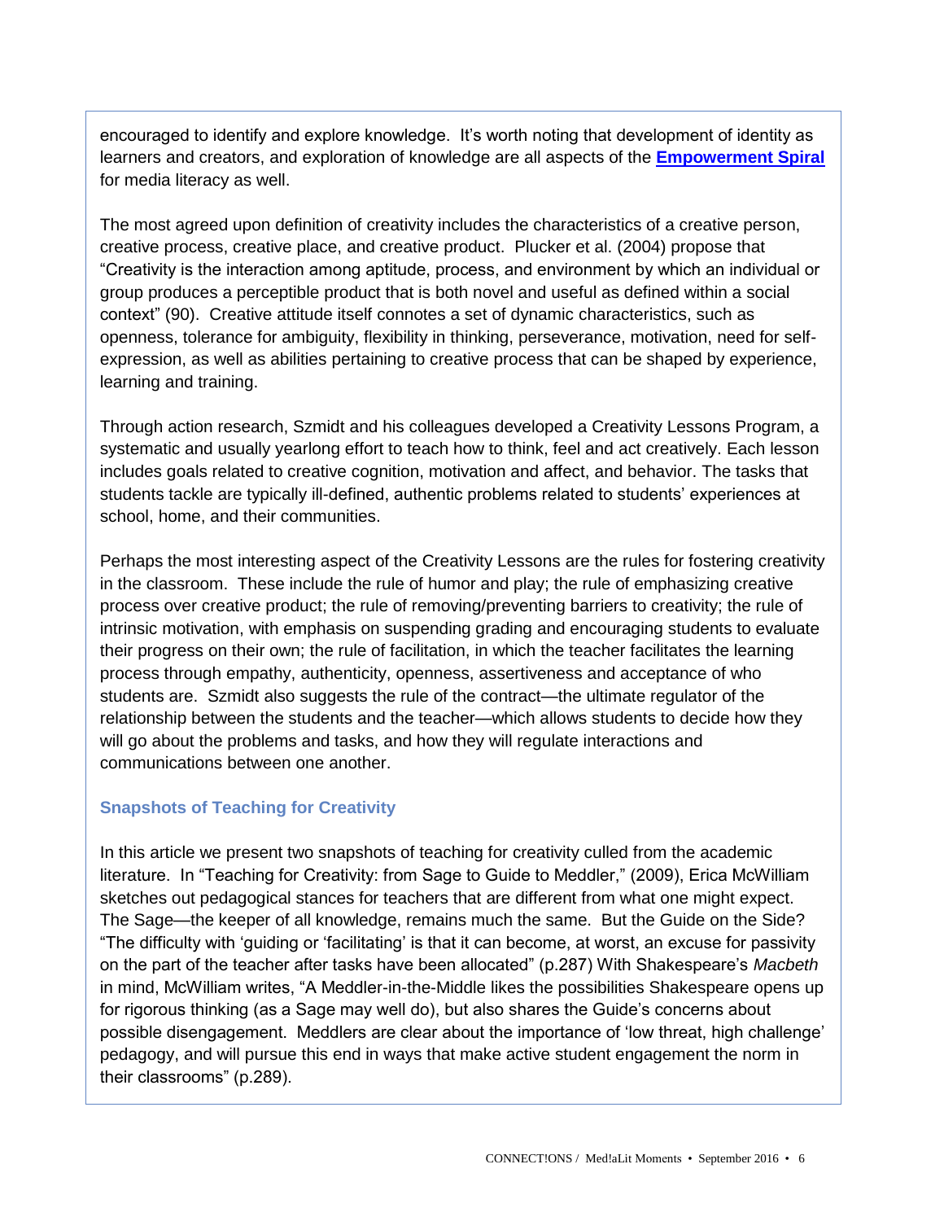encouraged to identify and explore knowledge. It's worth noting that development of identity as learners and creators, and exploration of knowledge are all aspects of the **Empowerment Spiral** for media literacy as well.

The most agreed upon definition of creativity includes the characteristics of a creative person, creative process, creative place, and creative product. Plucker et al. (2004) propose that "Creativity is the interaction among aptitude, process, and environment by which an individual or group produces a perceptible product that is both novel and useful as defined within a social context" (90). Creative attitude itself connotes a set of dynamic characteristics, such as openness, tolerance for ambiguity, flexibility in thinking, perseverance, motivation, need for self-expression, as well as abilities pertaining to creative process that can be shaped by experience, learning and training.

Through action research, Szmidt and his colleagues developed a Creativity Lessons Program, a systematic and usually yearlong effort to teach how to think, feel and act creatively. Each lesson includes goals related to creative cognition, motivation and affect, and behavior. The tasks that students tackle are typically ill-defined, authentic problems related to students' experiences at school, home, and their communities.

Perhaps the most interesting aspect of the Creativity Lessons are the rules for fostering creativity in the classroom. These include the rule of humor and play; the rule of emphasizing creative process over creative product; the rule of removing/preventing barriers to creativity; the rule of intrinsic motivation, with emphasis on suspending grading and encouraging students to evaluate their progress on their own; the rule of facilitation, in which the teacher facilitates the learning process through empathy, authenticity, openness, assertiveness and acceptance of who students are. Szmidt also suggests the rule of the contract—the ultimate regulator of the relationship between the students and the teacher—which allows students to decide how they will go about the problems and tasks, and how they will regulate interactions and communications between one another.

### Snapshots of Teaching for Creativity

In this article we present two snapshots of teaching for creativity culled from the academic literature. In "Teaching for Creativity: from Sage to Guide to Meddler," (2009), Erica McWilliam sketches out pedagogical stances for teachers that are different from what one might expect. The Sage—the keeper of all knowledge, remains much the same. But the Guide on the Side? "The difficulty with 'guiding or 'facilitating' is that it can become, at worst, an excuse for passivity on the part of the teacher after tasks have been allocated" (p.287) With Shakespeare's *Macbeth* in mind, McWilliam writes, "A Meddler-in-the-Middle likes the possibilities Shakespeare opens up for rigorous thinking (as a Sage may well do), but also shares the Guide's concerns about possible disengagement. Meddlers are clear about the importance of 'low threat, high challenge' pedagogy, and will pursue this end in ways that make active student engagement the norm in their classrooms" (p.289).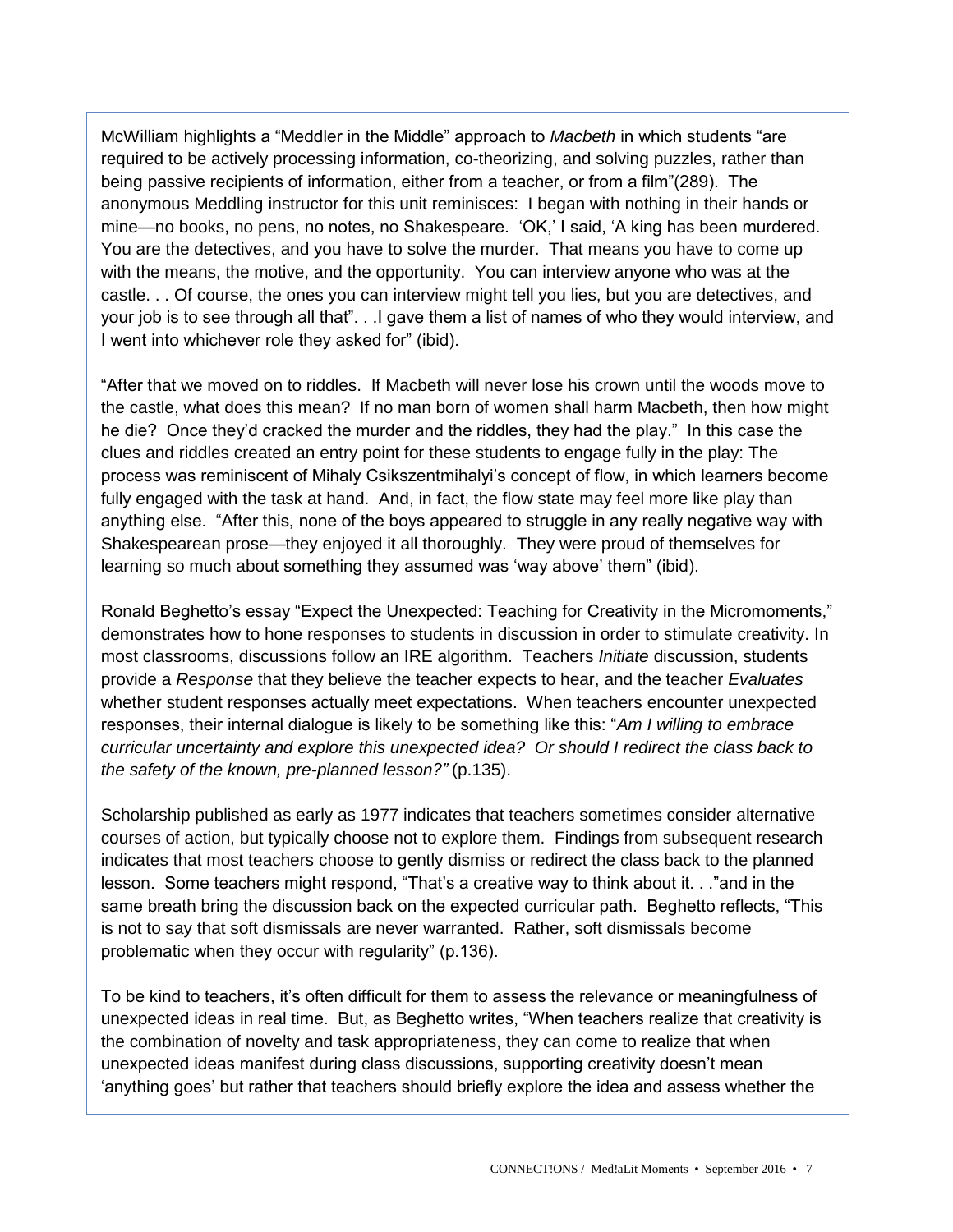McWilliam highlights a "Meddler in the Middle" approach to *Macbeth* in which students "are required to be actively processing information, co-theorizing, and solving puzzles, rather than being passive recipients of information, either from a teacher, or from a film"(289). The anonymous Meddling instructor for this unit reminisces: I began with nothing in their hands or mine—no books, no pens, no notes, no Shakespeare. 'OK,' I said, 'A king has been murdered. You are the detectives, and you have to solve the murder. That means you have to come up with the means, the motive, and the opportunity. You can interview anyone who was at the castle. . . Of course, the ones you can interview might tell you lies, but you are detectives, and your job is to see through all that". . .I gave them a list of names of who they would interview, and I went into whichever role they asked for" (ibid).

"After that we moved on to riddles. If Macbeth will never lose his crown until the woods move to the castle, what does this mean? If no man born of women shall harm Macbeth, then how might he die? Once they'd cracked the murder and the riddles, they had the play." In this case the clues and riddles created an entry point for these students to engage fully in the play: The process was reminiscent of Mihaly Csikszentmihalyi's concept of flow, in which learners become fully engaged with the task at hand. And, in fact, the flow state may feel more like play than anything else. "After this, none of the boys appeared to struggle in any really negative way with Shakespearean prose—they enjoyed it all thoroughly. They were proud of themselves for learning so much about something they assumed was 'way above' them" (ibid).

Ronald Beghetto's essay "Expect the Unexpected: Teaching for Creativity in the Micromoments," demonstrates how to hone responses to students in discussion in order to stimulate creativity. In most classrooms, discussions follow an IRE algorithm. Teachers *Initiate* discussion, students provide a *Response* that they believe the teacher expects to hear, and the teacher *Evaluates* whether student responses actually meet expectations. When teachers encounter unexpected responses, their internal dialogue is likely to be something like this: "*Am I willing to embrace curricular uncertainty and explore this unexpected idea? Or should I redirect the class back to the safety of the known, pre-planned lesson?"* (p.135).

Scholarship published as early as 1977 indicates that teachers sometimes consider alternative courses of action, but typically choose not to explore them. Findings from subsequent research indicates that most teachers choose to gently dismiss or redirect the class back to the planned lesson. Some teachers might respond, "That's a creative way to think about it. . ."and in the same breath bring the discussion back on the expected curricular path. Beghetto reflects, "This is not to say that soft dismissals are never warranted. Rather, soft dismissals become problematic when they occur with regularity" (p.136).

To be kind to teachers, it's often difficult for them to assess the relevance or meaningfulness of unexpected ideas in real time. But, as Beghetto writes, "When teachers realize that creativity is the combination of novelty and task appropriateness, they can come to realize that when unexpected ideas manifest during class discussions, supporting creativity doesn't mean 'anything goes' but rather that teachers should briefly explore the idea and assess whether the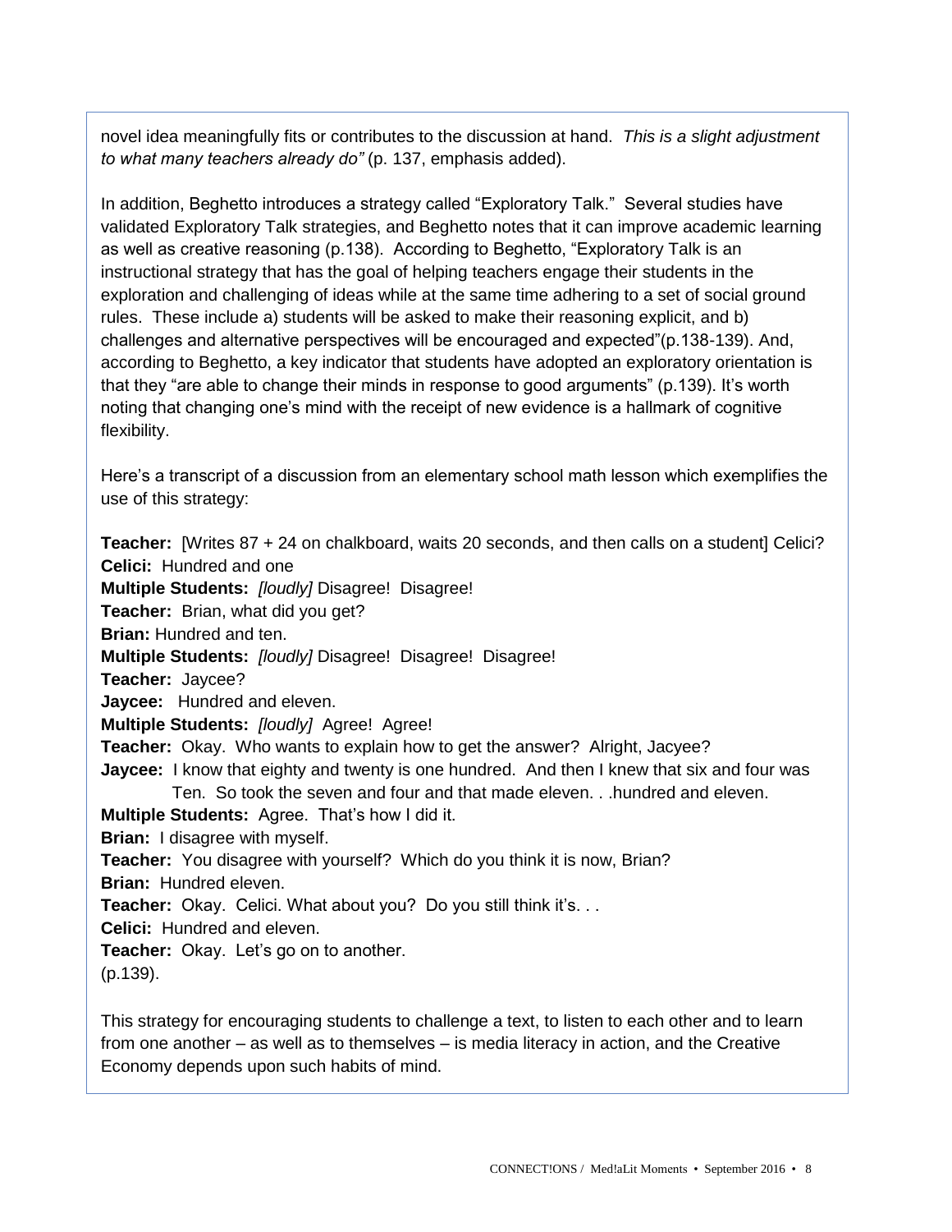novel idea meaningfully fits or contributes to the discussion at hand. *This is a slight adjustment to what many teachers already do"* (p. 137, emphasis added).

In addition, Beghetto introduces a strategy called "Exploratory Talk." Several studies have validated Exploratory Talk strategies, and Beghetto notes that it can improve academic learning as well as creative reasoning (p.138). According to Beghetto, "Exploratory Talk is an instructional strategy that has the goal of helping teachers engage their students in the exploration and challenging of ideas while at the same time adhering to a set of social ground rules. These include a) students will be asked to make their reasoning explicit, and b) challenges and alternative perspectives will be encouraged and expected"(p.138-139). And, according to Beghetto, a key indicator that students have adopted an exploratory orientation is that they "are able to change their minds in response to good arguments" (p.139). It's worth noting that changing one's mind with the receipt of new evidence is a hallmark of cognitive flexibility.

Here's a transcript of a discussion from an elementary school math lesson which exemplifies the use of this strategy:

**Teacher:** [Writes 87 + 24 on chalkboard, waits 20 seconds, and then calls on a student] Celici?
**Celici:** Hundred and one
**Multiple Students:** *[loudly]* Disagree! Disagree!
**Teacher:** Brian, what did you get?
**Brian:** Hundred and ten.
**Multiple Students:** *[loudly]* Disagree! Disagree! Disagree!
**Teacher:** Jaycee?
**Jaycee:** Hundred and eleven.
**Multiple Students:** *[loudly]* Agree! Agree!
**Teacher:** Okay. Who wants to explain how to get the answer? Alright, Jacyee?
**Jaycee:** I know that eighty and twenty is one hundred. And then I knew that six and four was Ten. So took the seven and four and that made eleven. . .hundred and eleven.
**Multiple Students:** Agree. That's how I did it.
**Brian:** I disagree with myself.
**Teacher:** You disagree with yourself? Which do you think it is now, Brian?
**Brian:** Hundred eleven.
**Teacher:** Okay. Celici. What about you? Do you still think it's. . .
**Celici:** Hundred and eleven.
**Teacher:** Okay. Let's go on to another.
(p.139).

This strategy for encouraging students to challenge a text, to listen to each other and to learn from one another – as well as to themselves – is media literacy in action, and the Creative Economy depends upon such habits of mind.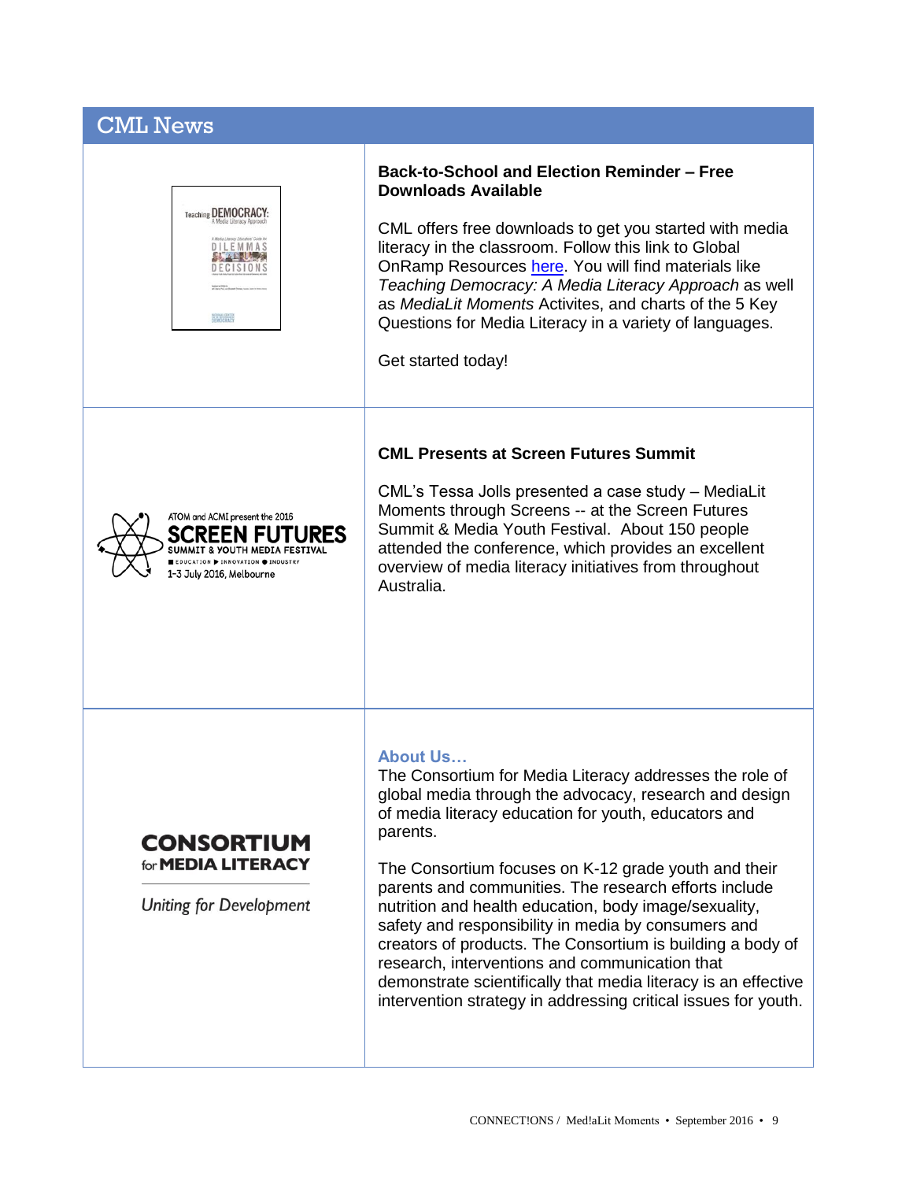# CML News

**Back-to-School and Election Reminder – Free Downloads Available**

CML offers free downloads to get you started with media literacy in the classroom. Follow this link to Global OnRamp Resources here. You will find materials like *Teaching Democracy: A Media Literacy Approach* as well as *MediaLit Moments* Activites, and charts of the 5 Key Questions for Media Literacy in a variety of languages.

Get started today!

**CML Presents at Screen Futures Summit**

CML's Tessa Jolls presented a case study – MediaLit Moments through Screens -- at the Screen Futures Summit & Media Youth Festival. About 150 people attended the conference, which provides an excellent overview of media literacy initiatives from throughout Australia.

**About Us…**

The Consortium for Media Literacy addresses the role of global media through the advocacy, research and design of media literacy education for youth, educators and parents.

The Consortium focuses on K-12 grade youth and their parents and communities. The research efforts include nutrition and health education, body image/sexuality, safety and responsibility in media by consumers and creators of products. The Consortium is building a body of research, interventions and communication that demonstrate scientifically that media literacy is an effective intervention strategy in addressing critical issues for youth.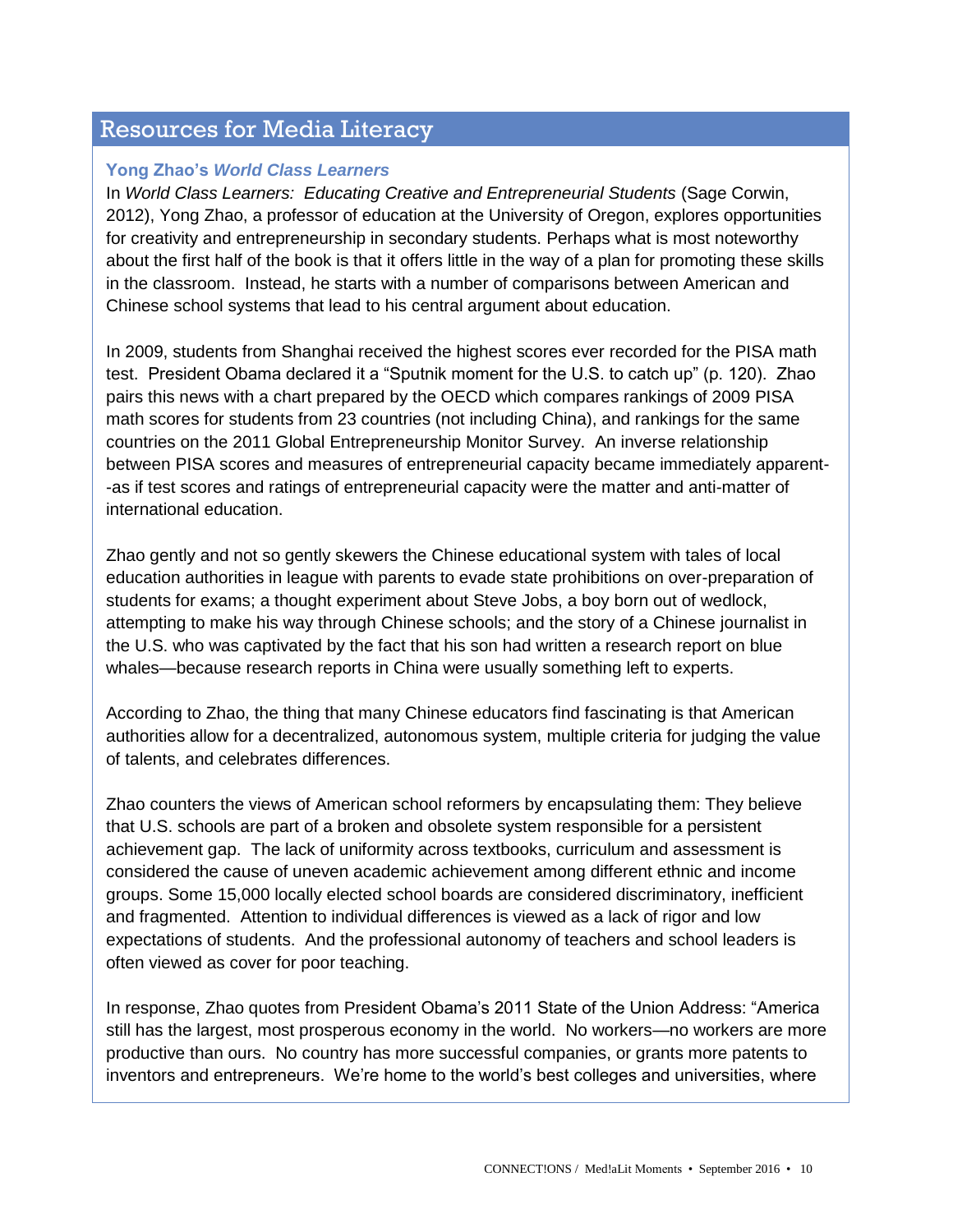## Resources for Media Literacy

### Yong Zhao's *World Class Learners*

In *World Class Learners: Educating Creative and Entrepreneurial Students* (Sage Corwin, 2012), Yong Zhao, a professor of education at the University of Oregon, explores opportunities for creativity and entrepreneurship in secondary students. Perhaps what is most noteworthy about the first half of the book is that it offers little in the way of a plan for promoting these skills in the classroom. Instead, he starts with a number of comparisons between American and Chinese school systems that lead to his central argument about education.

In 2009, students from Shanghai received the highest scores ever recorded for the PISA math test. President Obama declared it a "Sputnik moment for the U.S. to catch up" (p. 120). Zhao pairs this news with a chart prepared by the OECD which compares rankings of 2009 PISA math scores for students from 23 countries (not including China), and rankings for the same countries on the 2011 Global Entrepreneurship Monitor Survey. An inverse relationship between PISA scores and measures of entrepreneurial capacity became immediately apparent--as if test scores and ratings of entrepreneurial capacity were the matter and anti-matter of international education.

Zhao gently and not so gently skewers the Chinese educational system with tales of local education authorities in league with parents to evade state prohibitions on over-preparation of students for exams; a thought experiment about Steve Jobs, a boy born out of wedlock, attempting to make his way through Chinese schools; and the story of a Chinese journalist in the U.S. who was captivated by the fact that his son had written a research report on blue whales—because research reports in China were usually something left to experts.

According to Zhao, the thing that many Chinese educators find fascinating is that American authorities allow for a decentralized, autonomous system, multiple criteria for judging the value of talents, and celebrates differences.

Zhao counters the views of American school reformers by encapsulating them: They believe that U.S. schools are part of a broken and obsolete system responsible for a persistent achievement gap. The lack of uniformity across textbooks, curriculum and assessment is considered the cause of uneven academic achievement among different ethnic and income groups. Some 15,000 locally elected school boards are considered discriminatory, inefficient and fragmented. Attention to individual differences is viewed as a lack of rigor and low expectations of students. And the professional autonomy of teachers and school leaders is often viewed as cover for poor teaching.

In response, Zhao quotes from President Obama's 2011 State of the Union Address: "America still has the largest, most prosperous economy in the world. No workers—no workers are more productive than ours. No country has more successful companies, or grants more patents to inventors and entrepreneurs. We're home to the world's best colleges and universities, where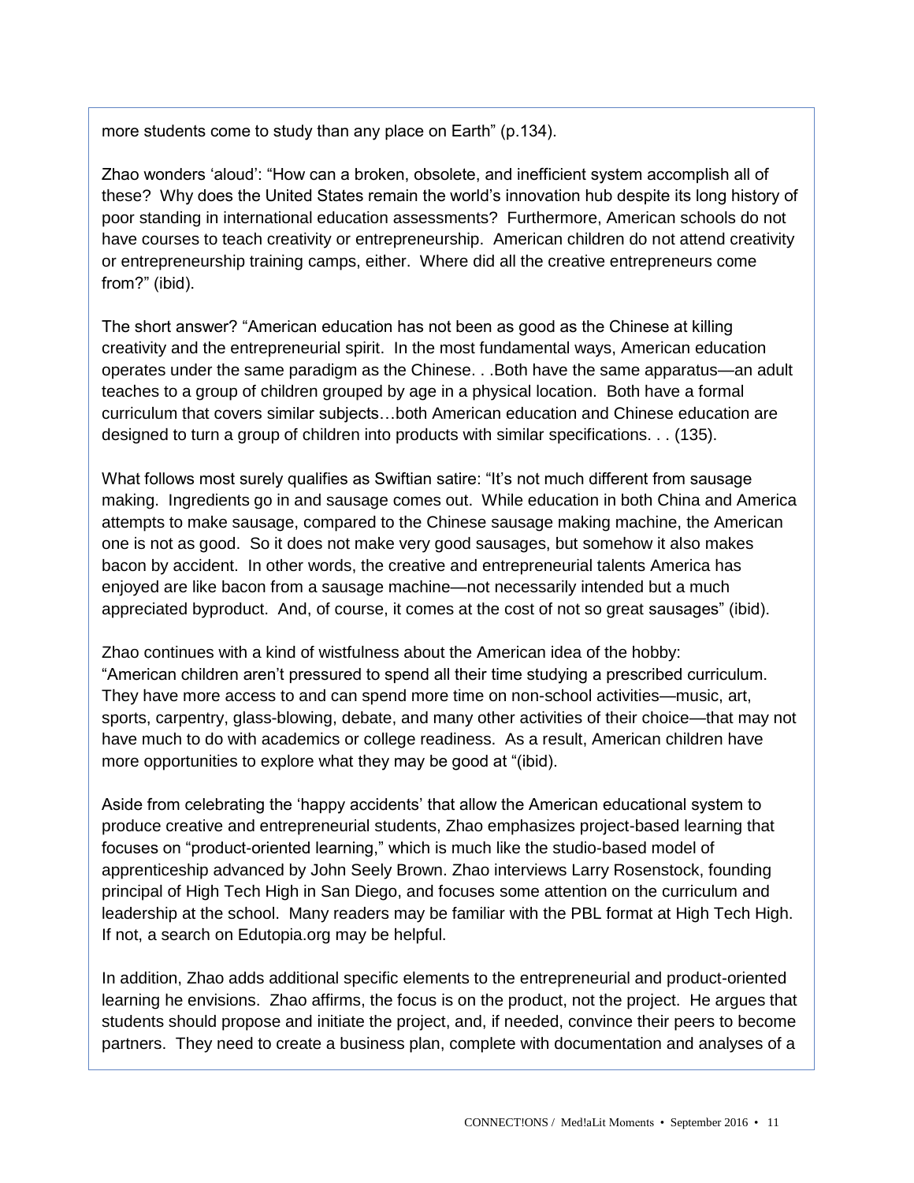more students come to study than any place on Earth" (p.134).

Zhao wonders 'aloud': "How can a broken, obsolete, and inefficient system accomplish all of these? Why does the United States remain the world's innovation hub despite its long history of poor standing in international education assessments? Furthermore, American schools do not have courses to teach creativity or entrepreneurship. American children do not attend creativity or entrepreneurship training camps, either. Where did all the creative entrepreneurs come from?" (ibid).

The short answer? "American education has not been as good as the Chinese at killing creativity and the entrepreneurial spirit. In the most fundamental ways, American education operates under the same paradigm as the Chinese. . .Both have the same apparatus—an adult teaches to a group of children grouped by age in a physical location. Both have a formal curriculum that covers similar subjects…both American education and Chinese education are designed to turn a group of children into products with similar specifications. . . (135).

What follows most surely qualifies as Swiftian satire: "It's not much different from sausage making. Ingredients go in and sausage comes out. While education in both China and America attempts to make sausage, compared to the Chinese sausage making machine, the American one is not as good. So it does not make very good sausages, but somehow it also makes bacon by accident. In other words, the creative and entrepreneurial talents America has enjoyed are like bacon from a sausage machine—not necessarily intended but a much appreciated byproduct. And, of course, it comes at the cost of not so great sausages" (ibid).

Zhao continues with a kind of wistfulness about the American idea of the hobby: "American children aren't pressured to spend all their time studying a prescribed curriculum. They have more access to and can spend more time on non-school activities—music, art, sports, carpentry, glass-blowing, debate, and many other activities of their choice—that may not have much to do with academics or college readiness. As a result, American children have more opportunities to explore what they may be good at "(ibid).

Aside from celebrating the 'happy accidents' that allow the American educational system to produce creative and entrepreneurial students, Zhao emphasizes project-based learning that focuses on "product-oriented learning," which is much like the studio-based model of apprenticeship advanced by John Seely Brown. Zhao interviews Larry Rosenstock, founding principal of High Tech High in San Diego, and focuses some attention on the curriculum and leadership at the school. Many readers may be familiar with the PBL format at High Tech High. If not, a search on Edutopia.org may be helpful.

In addition, Zhao adds additional specific elements to the entrepreneurial and product-oriented learning he envisions. Zhao affirms, the focus is on the product, not the project. He argues that students should propose and initiate the project, and, if needed, convince their peers to become partners. They need to create a business plan, complete with documentation and analyses of a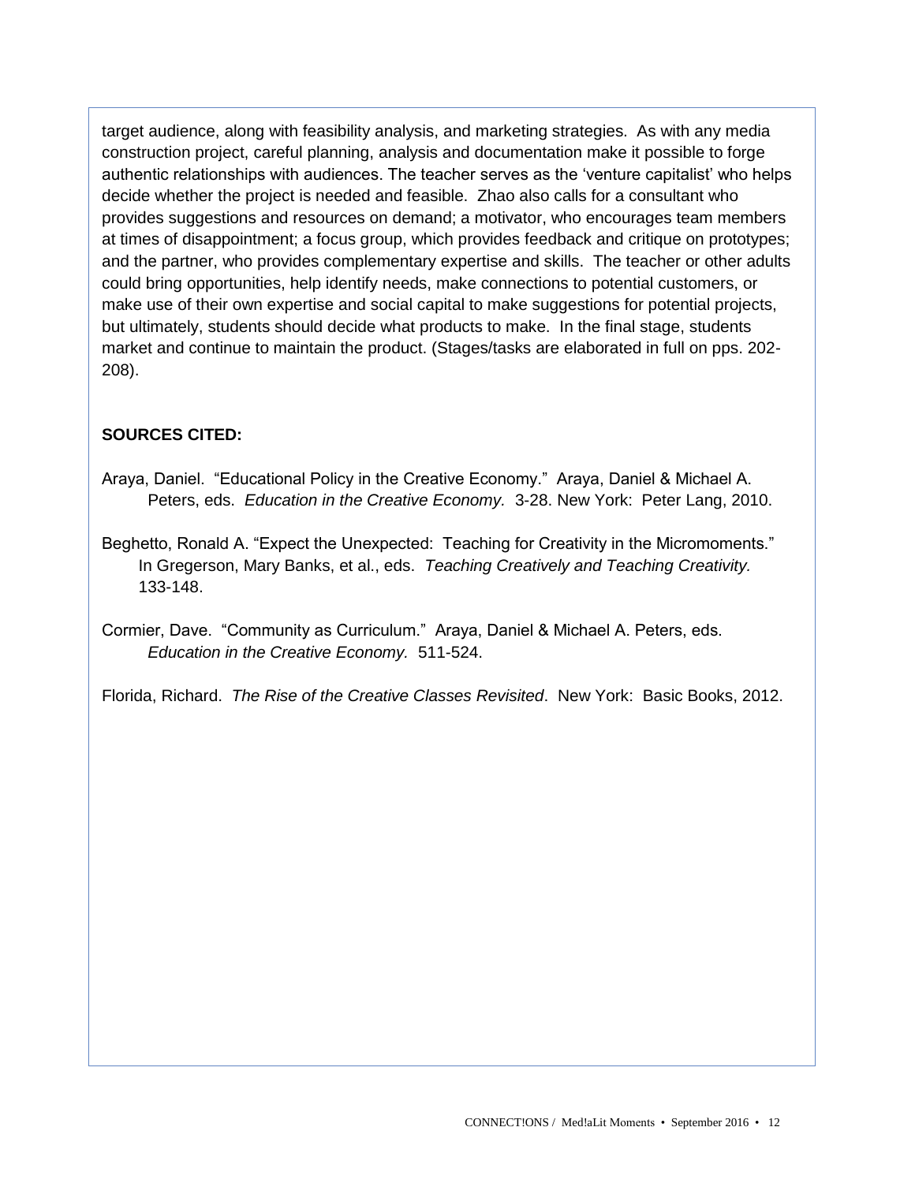target audience, along with feasibility analysis, and marketing strategies. As with any media construction project, careful planning, analysis and documentation make it possible to forge authentic relationships with audiences. The teacher serves as the 'venture capitalist' who helps decide whether the project is needed and feasible. Zhao also calls for a consultant who provides suggestions and resources on demand; a motivator, who encourages team members at times of disappointment; a focus group, which provides feedback and critique on prototypes; and the partner, who provides complementary expertise and skills. The teacher or other adults could bring opportunities, help identify needs, make connections to potential customers, or make use of their own expertise and social capital to make suggestions for potential projects, but ultimately, students should decide what products to make. In the final stage, students market and continue to maintain the product. (Stages/tasks are elaborated in full on pps. 202-208).

**SOURCES CITED:**

Araya, Daniel. "Educational Policy in the Creative Economy." Araya, Daniel & Michael A. Peters, eds. *Education in the Creative Economy.* 3-28. New York: Peter Lang, 2010.

Beghetto, Ronald A. "Expect the Unexpected: Teaching for Creativity in the Micromoments." In Gregerson, Mary Banks, et al., eds. *Teaching Creatively and Teaching Creativity.* 133-148.

Cormier, Dave. "Community as Curriculum." Araya, Daniel & Michael A. Peters, eds. *Education in the Creative Economy.* 511-524.

Florida, Richard. *The Rise of the Creative Classes Revisited*. New York: Basic Books, 2012.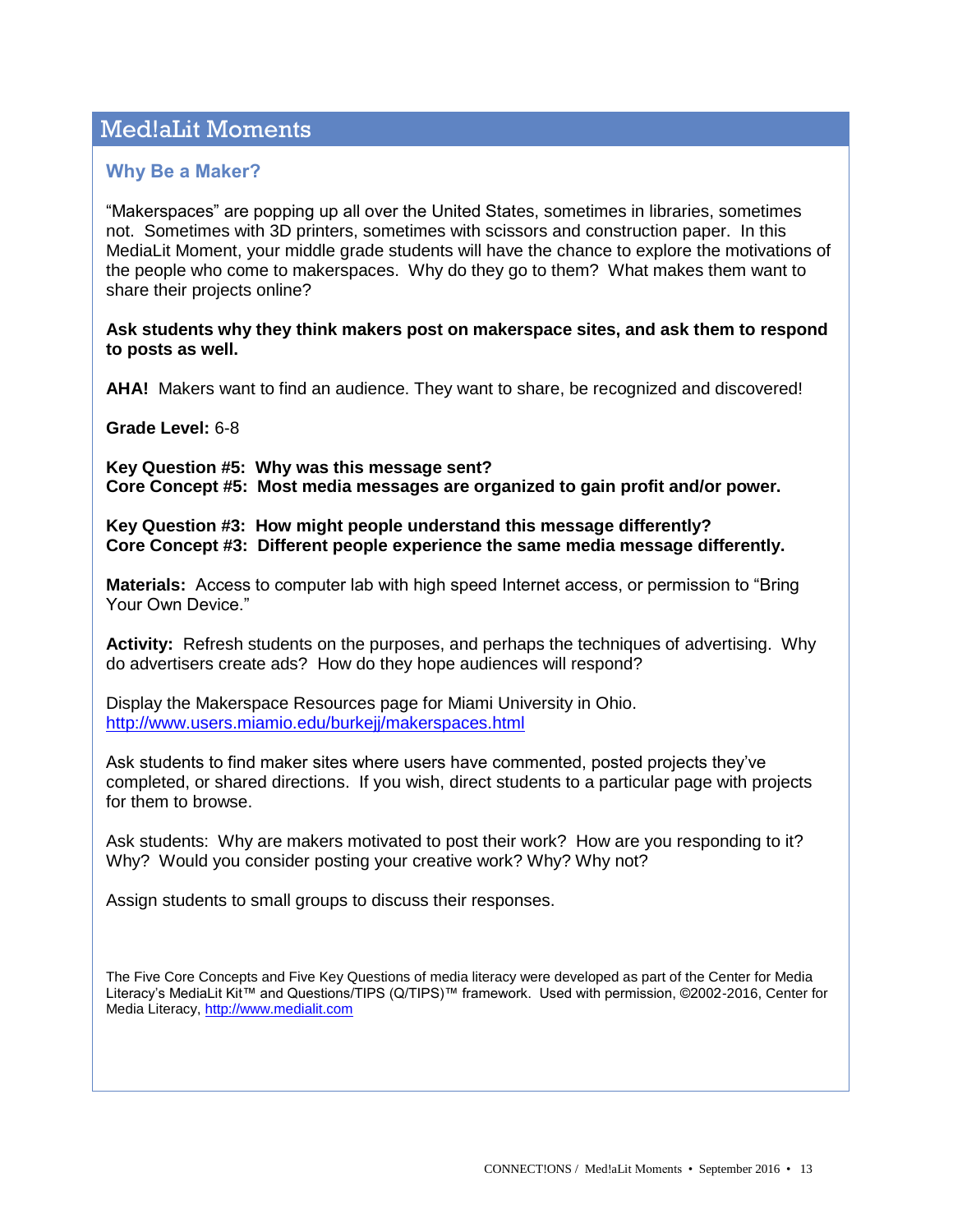# Med!aLit Moments

## Why Be a Maker?

“Makerspaces” are popping up all over the United States, sometimes in libraries, sometimes not. Sometimes with 3D printers, sometimes with scissors and construction paper. In this MediaLit Moment, your middle grade students will have the chance to explore the motivations of the people who come to makerspaces. Why do they go to them? What makes them want to share their projects online?

**Ask students why they think makers post on makerspace sites, and ask them to respond to posts as well.**

**AHA!** Makers want to find an audience. They want to share, be recognized and discovered!

**Grade Level:** 6-8

**Key Question #5: Why was this message sent?**
**Core Concept #5: Most media messages are organized to gain profit and/or power.**

**Key Question #3: How might people understand this message differently?**
**Core Concept #3: Different people experience the same media message differently.**

**Materials:** Access to computer lab with high speed Internet access, or permission to “Bring Your Own Device.”

**Activity:** Refresh students on the purposes, and perhaps the techniques of advertising. Why do advertisers create ads? How do they hope audiences will respond?

Display the Makerspace Resources page for Miami University in Ohio.
http://www.users.miamio.edu/burkejj/makerspaces.html

Ask students to find maker sites where users have commented, posted projects they’ve completed, or shared directions. If you wish, direct students to a particular page with projects for them to browse.

Ask students: Why are makers motivated to post their work? How are you responding to it? Why? Would you consider posting your creative work? Why? Why not?

Assign students to small groups to discuss their responses.

The Five Core Concepts and Five Key Questions of media literacy were developed as part of the Center for Media Literacy’s MediaLit Kit™ and Questions/TIPS (Q/TIPS)™ framework. Used with permission, ©2002-2016, Center for Media Literacy, http://www.medialit.com